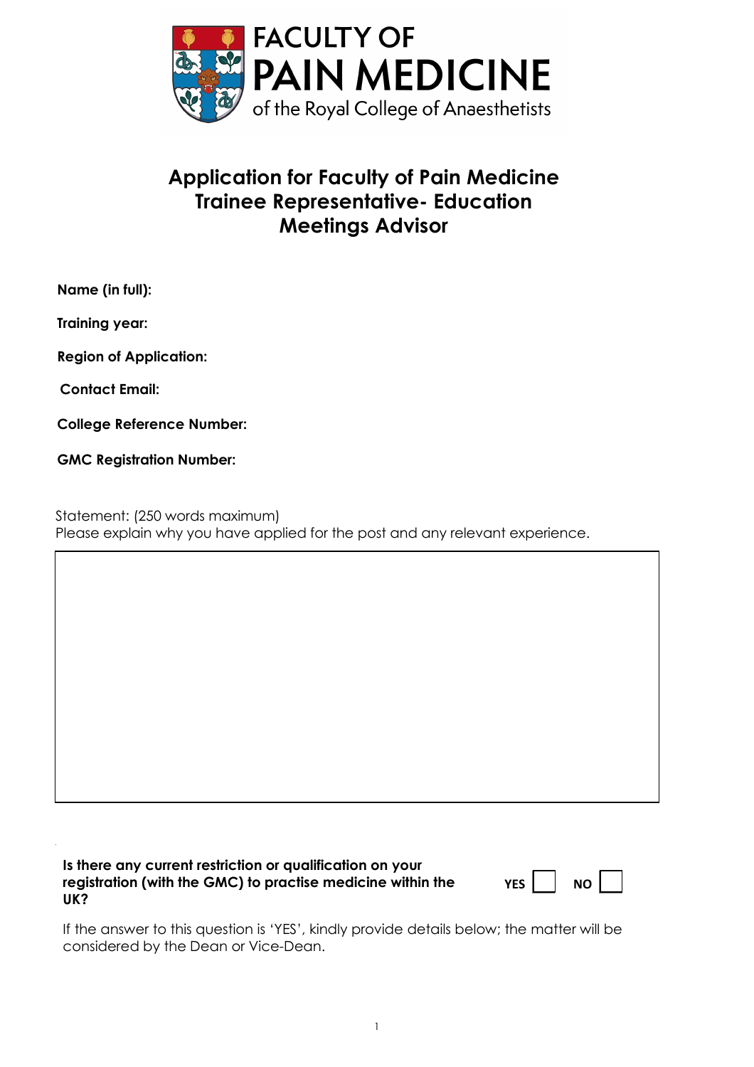FACULTY OF PAIN MEDICINE of the Royal College of Anaesthetists

# Application for Faculty of Pain Medicine Trainee Representative- Education Meetings Advisor

**Name (in full):**

**Training year:**

**Region of Application:**

**Contact Email:**

**College Reference Number:**

**GMC Registration Number:**

Statement: (250 words maximum)
Please explain why you have applied for the post and any relevant experience.

|   |
|---|
|   |

**Is there any current restriction or qualification on your registration (with the GMC) to practise medicine within the UK?** **YES** ☐ **NO** ☐

If the answer to this question is 'YES', kindly provide details below; the matter will be considered by the Dean or Vice-Dean.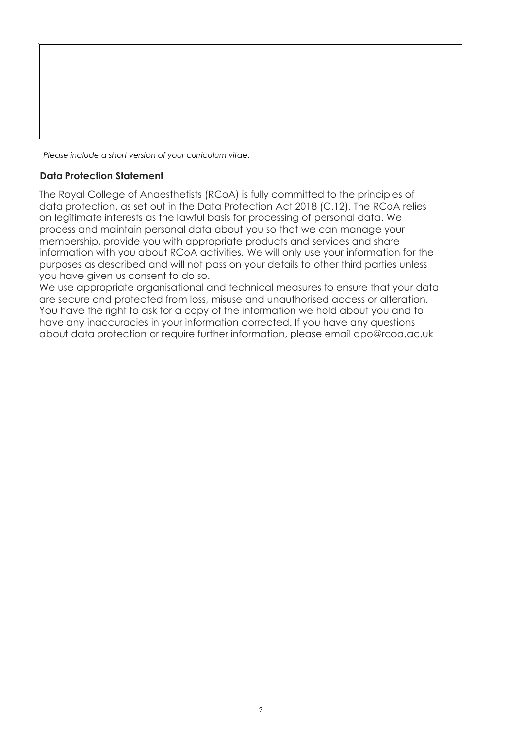*Please include a short version of your curriculum vitae.*

**Data Protection Statement**

The Royal College of Anaesthetists (RCoA) is fully committed to the principles of data protection, as set out in the Data Protection Act 2018 (C.12). The RCoA relies on legitimate interests as the lawful basis for processing of personal data. We process and maintain personal data about you so that we can manage your membership, provide you with appropriate products and services and share information with you about RCoA activities. We will only use your information for the purposes as described and will not pass on your details to other third parties unless you have given us consent to do so.

We use appropriate organisational and technical measures to ensure that your data are secure and protected from loss, misuse and unauthorised access or alteration. You have the right to ask for a copy of the information we hold about you and to have any inaccuracies in your information corrected. If you have any questions about data protection or require further information, please email dpo@rcoa.ac.uk